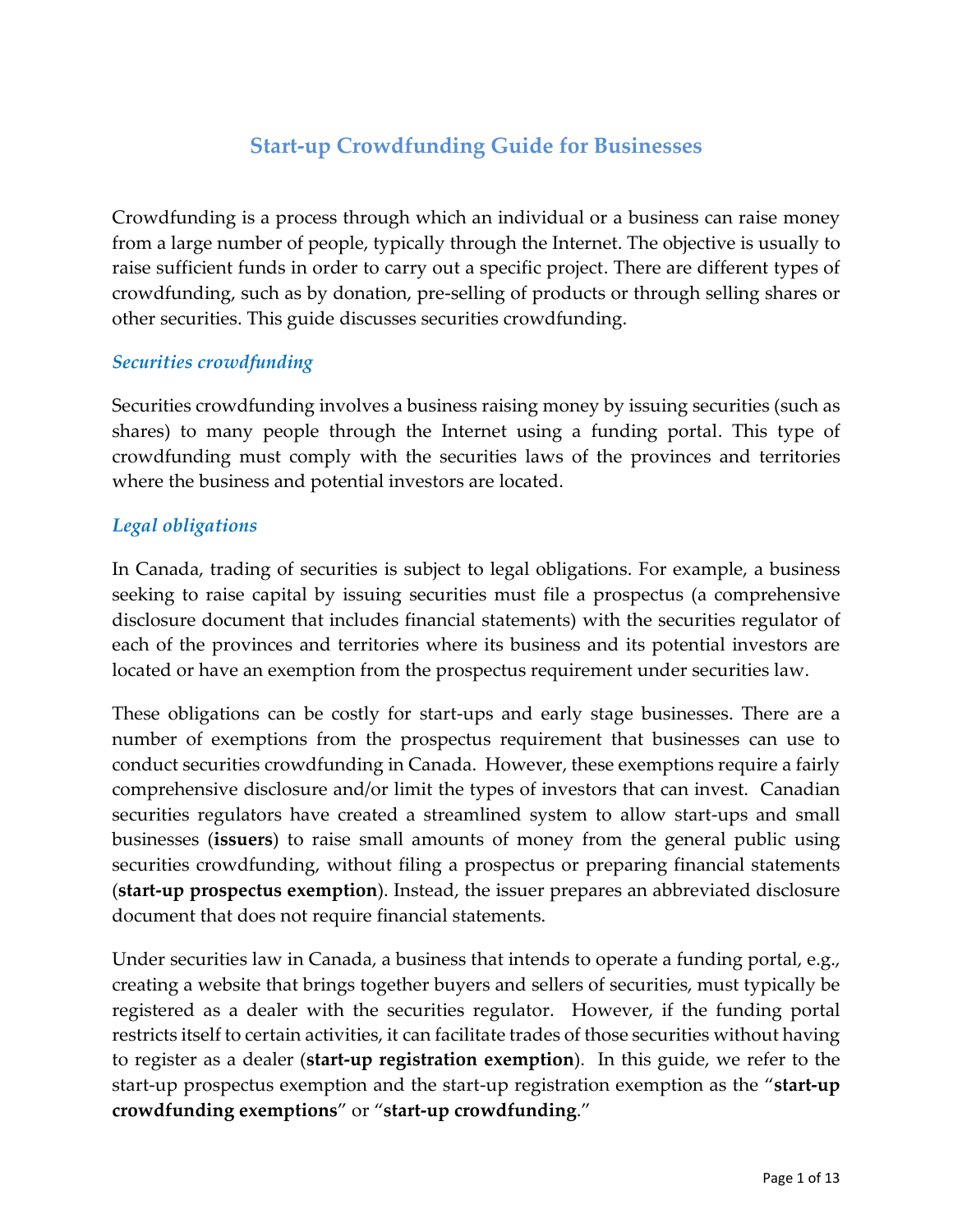# Start-up Crowdfunding Guide for Businesses

Crowdfunding is a process through which an individual or a business can raise money from a large number of people, typically through the Internet. The objective is usually to raise sufficient funds in order to carry out a specific project. There are different types of crowdfunding, such as by donation, pre-selling of products or through selling shares or other securities. This guide discusses securities crowdfunding.

## *Securities crowdfunding*

Securities crowdfunding involves a business raising money by issuing securities (such as shares) to many people through the Internet using a funding portal. This type of crowdfunding must comply with the securities laws of the provinces and territories where the business and potential investors are located.

## *Legal obligations*

In Canada, trading of securities is subject to legal obligations. For example, a business seeking to raise capital by issuing securities must file a prospectus (a comprehensive disclosure document that includes financial statements) with the securities regulator of each of the provinces and territories where its business and its potential investors are located or have an exemption from the prospectus requirement under securities law.

These obligations can be costly for start-ups and early stage businesses. There are a number of exemptions from the prospectus requirement that businesses can use to conduct securities crowdfunding in Canada. However, these exemptions require a fairly comprehensive disclosure and/or limit the types of investors that can invest. Canadian securities regulators have created a streamlined system to allow start-ups and small businesses (**issuers**) to raise small amounts of money from the general public using securities crowdfunding, without filing a prospectus or preparing financial statements (**start-up prospectus exemption**). Instead, the issuer prepares an abbreviated disclosure document that does not require financial statements.

Under securities law in Canada, a business that intends to operate a funding portal, e.g., creating a website that brings together buyers and sellers of securities, must typically be registered as a dealer with the securities regulator. However, if the funding portal restricts itself to certain activities, it can facilitate trades of those securities without having to register as a dealer (**start-up registration exemption**). In this guide, we refer to the start-up prospectus exemption and the start-up registration exemption as the "**start-up crowdfunding exemptions**" or "**start-up crowdfunding**."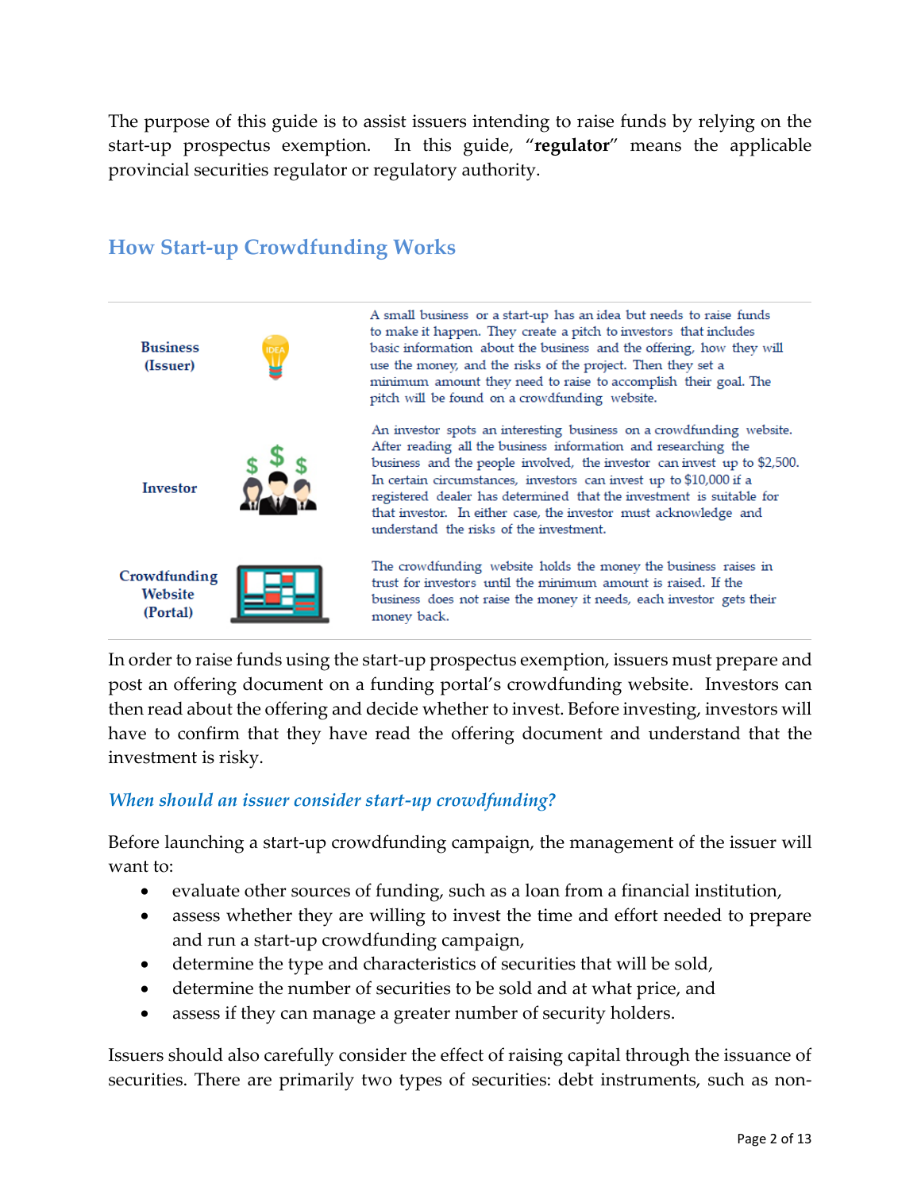The purpose of this guide is to assist issuers intending to raise funds by relying on the start-up prospectus exemption. In this guide, "**regulator**" means the applicable provincial securities regulator or regulatory authority.

## How Start-up Crowdfunding Works

| | |
|---|---|
| **Business (Issuer)** | A small business or a start-up has an idea but needs to raise funds to make it happen. They create a pitch to investors that includes basic information about the business and the offering, how they will use the money, and the risks of the project. Then they set a minimum amount they need to raise to accomplish their goal. The pitch will be found on a crowdfunding website. |
| **Investor** | An investor spots an interesting business on a crowdfunding website. After reading all the business information and researching the business and the people involved, the investor can invest up to $2,500. In certain circumstances, investors can invest up to $10,000 if a registered dealer has determined that the investment is suitable for that investor. In either case, the investor must acknowledge and understand the risks of the investment. |
| **Crowdfunding Website (Portal)** | The crowdfunding website holds the money the business raises in trust for investors until the minimum amount is raised. If the business does not raise the money it needs, each investor gets their money back. |

In order to raise funds using the start-up prospectus exemption, issuers must prepare and post an offering document on a funding portal's crowdfunding website. Investors can then read about the offering and decide whether to invest. Before investing, investors will have to confirm that they have read the offering document and understand that the investment is risky.

### *When should an issuer consider start-up crowdfunding?*

Before launching a start-up crowdfunding campaign, the management of the issuer will want to:

- evaluate other sources of funding, such as a loan from a financial institution,
- assess whether they are willing to invest the time and effort needed to prepare and run a start-up crowdfunding campaign,
- determine the type and characteristics of securities that will be sold,
- determine the number of securities to be sold and at what price, and
- assess if they can manage a greater number of security holders.

Issuers should also carefully consider the effect of raising capital through the issuance of securities. There are primarily two types of securities: debt instruments, such as non-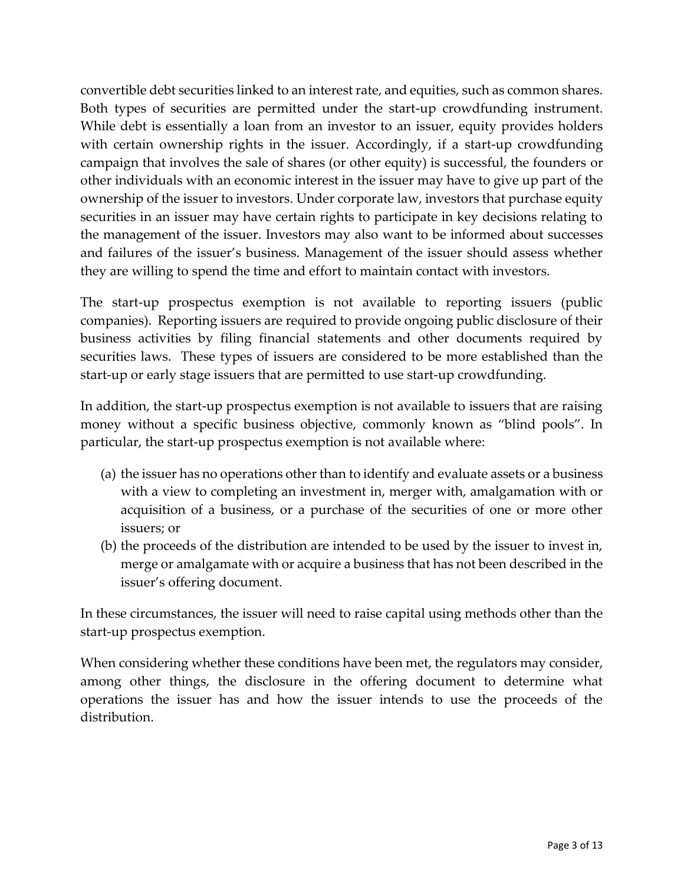convertible debt securities linked to an interest rate, and equities, such as common shares. Both types of securities are permitted under the start-up crowdfunding instrument. While debt is essentially a loan from an investor to an issuer, equity provides holders with certain ownership rights in the issuer. Accordingly, if a start-up crowdfunding campaign that involves the sale of shares (or other equity) is successful, the founders or other individuals with an economic interest in the issuer may have to give up part of the ownership of the issuer to investors. Under corporate law, investors that purchase equity securities in an issuer may have certain rights to participate in key decisions relating to the management of the issuer. Investors may also want to be informed about successes and failures of the issuer's business. Management of the issuer should assess whether they are willing to spend the time and effort to maintain contact with investors.

The start-up prospectus exemption is not available to reporting issuers (public companies). Reporting issuers are required to provide ongoing public disclosure of their business activities by filing financial statements and other documents required by securities laws. These types of issuers are considered to be more established than the start-up or early stage issuers that are permitted to use start-up crowdfunding.

In addition, the start-up prospectus exemption is not available to issuers that are raising money without a specific business objective, commonly known as "blind pools". In particular, the start-up prospectus exemption is not available where:

(a) the issuer has no operations other than to identify and evaluate assets or a business with a view to completing an investment in, merger with, amalgamation with or acquisition of a business, or a purchase of the securities of one or more other issuers; or
(b) the proceeds of the distribution are intended to be used by the issuer to invest in, merge or amalgamate with or acquire a business that has not been described in the issuer's offering document.

In these circumstances, the issuer will need to raise capital using methods other than the start-up prospectus exemption.

When considering whether these conditions have been met, the regulators may consider, among other things, the disclosure in the offering document to determine what operations the issuer has and how the issuer intends to use the proceeds of the distribution.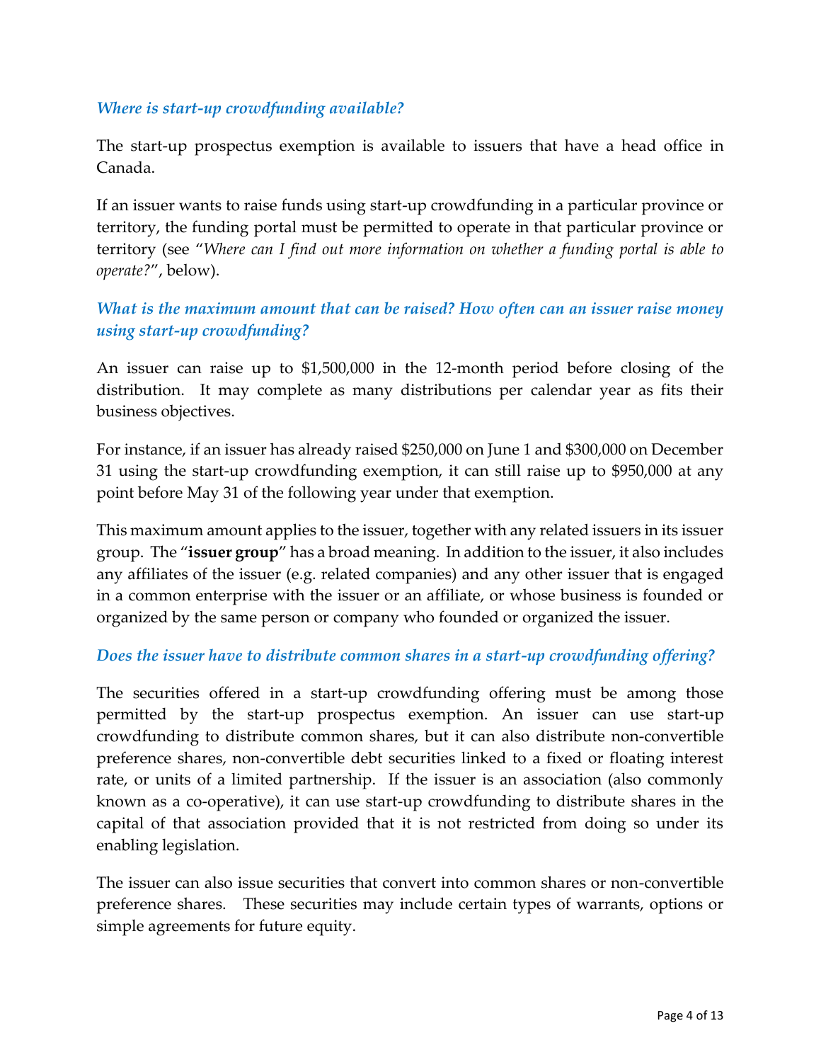### *Where is start-up crowdfunding available?*

The start-up prospectus exemption is available to issuers that have a head office in Canada.

If an issuer wants to raise funds using start-up crowdfunding in a particular province or territory, the funding portal must be permitted to operate in that particular province or territory (see "*Where can I find out more information on whether a funding portal is able to operate?*", below).

### *What is the maximum amount that can be raised? How often can an issuer raise money using start-up crowdfunding?*

An issuer can raise up to $1,500,000 in the 12-month period before closing of the distribution. It may complete as many distributions per calendar year as fits their business objectives.

For instance, if an issuer has already raised $250,000 on June 1 and $300,000 on December 31 using the start-up crowdfunding exemption, it can still raise up to $950,000 at any point before May 31 of the following year under that exemption.

This maximum amount applies to the issuer, together with any related issuers in its issuer group. The "**issuer group**" has a broad meaning. In addition to the issuer, it also includes any affiliates of the issuer (e.g. related companies) and any other issuer that is engaged in a common enterprise with the issuer or an affiliate, or whose business is founded or organized by the same person or company who founded or organized the issuer.

### *Does the issuer have to distribute common shares in a start-up crowdfunding offering?*

The securities offered in a start-up crowdfunding offering must be among those permitted by the start-up prospectus exemption. An issuer can use start-up crowdfunding to distribute common shares, but it can also distribute non-convertible preference shares, non-convertible debt securities linked to a fixed or floating interest rate, or units of a limited partnership. If the issuer is an association (also commonly known as a co-operative), it can use start-up crowdfunding to distribute shares in the capital of that association provided that it is not restricted from doing so under its enabling legislation.

The issuer can also issue securities that convert into common shares or non-convertible preference shares. These securities may include certain types of warrants, options or simple agreements for future equity.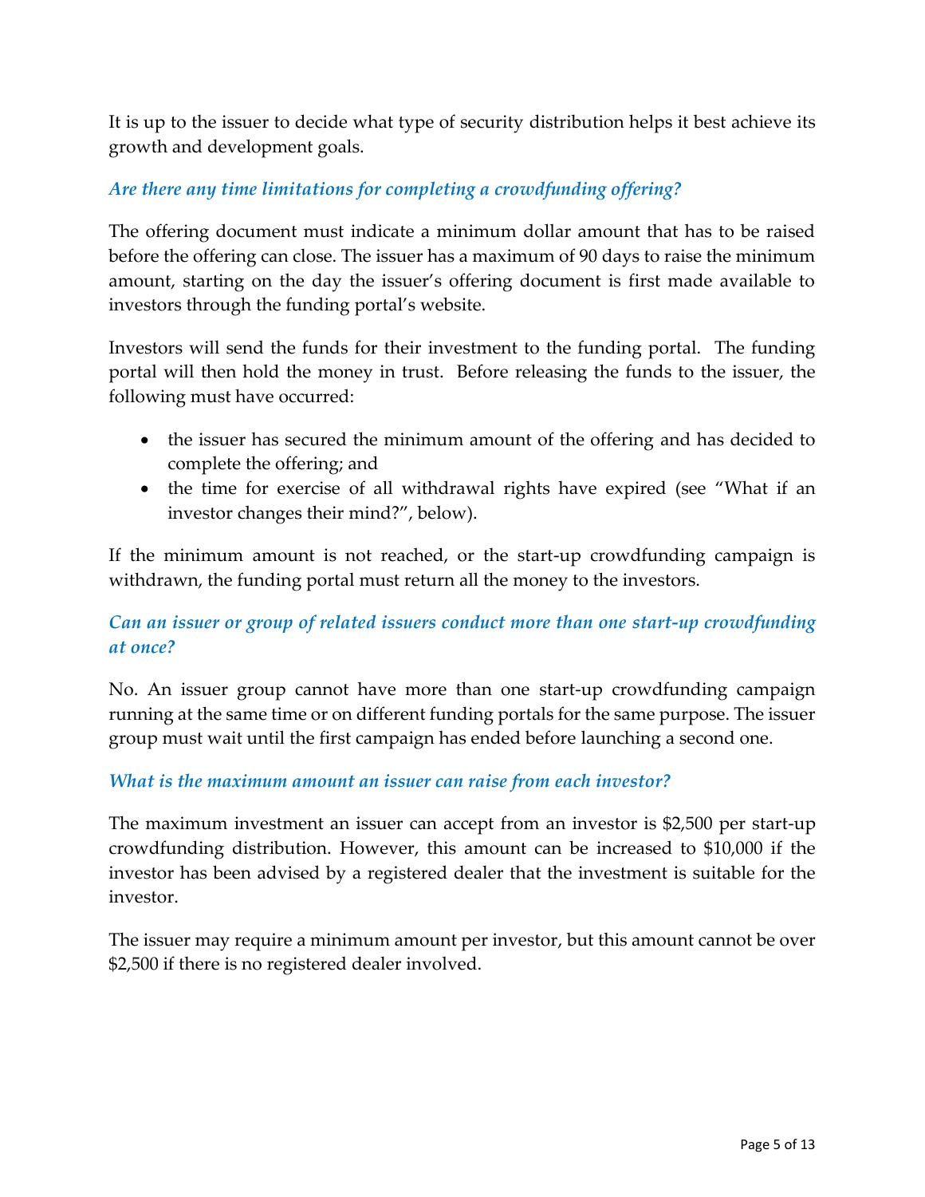It is up to the issuer to decide what type of security distribution helps it best achieve its growth and development goals.

### *Are there any time limitations for completing a crowdfunding offering?*

The offering document must indicate a minimum dollar amount that has to be raised before the offering can close. The issuer has a maximum of 90 days to raise the minimum amount, starting on the day the issuer's offering document is first made available to investors through the funding portal's website.

Investors will send the funds for their investment to the funding portal. The funding portal will then hold the money in trust. Before releasing the funds to the issuer, the following must have occurred:

- the issuer has secured the minimum amount of the offering and has decided to complete the offering; and
- the time for exercise of all withdrawal rights have expired (see "What if an investor changes their mind?", below).

If the minimum amount is not reached, or the start-up crowdfunding campaign is withdrawn, the funding portal must return all the money to the investors.

### *Can an issuer or group of related issuers conduct more than one start-up crowdfunding at once?*

No. An issuer group cannot have more than one start-up crowdfunding campaign running at the same time or on different funding portals for the same purpose. The issuer group must wait until the first campaign has ended before launching a second one.

### *What is the maximum amount an issuer can raise from each investor?*

The maximum investment an issuer can accept from an investor is $2,500 per start-up crowdfunding distribution. However, this amount can be increased to $10,000 if the investor has been advised by a registered dealer that the investment is suitable for the investor.

The issuer may require a minimum amount per investor, but this amount cannot be over $2,500 if there is no registered dealer involved.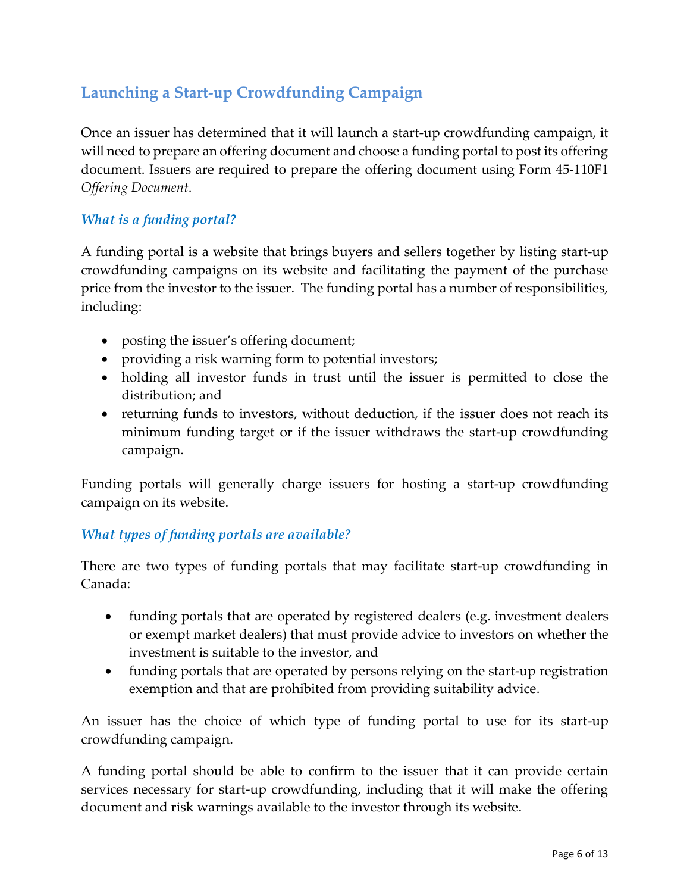## Launching a Start-up Crowdfunding Campaign

Once an issuer has determined that it will launch a start-up crowdfunding campaign, it will need to prepare an offering document and choose a funding portal to post its offering document. Issuers are required to prepare the offering document using Form 45-110F1 *Offering Document*.

### *What is a funding portal?*

A funding portal is a website that brings buyers and sellers together by listing start-up crowdfunding campaigns on its website and facilitating the payment of the purchase price from the investor to the issuer. The funding portal has a number of responsibilities, including:

- posting the issuer's offering document;
- providing a risk warning form to potential investors;
- holding all investor funds in trust until the issuer is permitted to close the distribution; and
- returning funds to investors, without deduction, if the issuer does not reach its minimum funding target or if the issuer withdraws the start-up crowdfunding campaign.

Funding portals will generally charge issuers for hosting a start-up crowdfunding campaign on its website.

### *What types of funding portals are available?*

There are two types of funding portals that may facilitate start-up crowdfunding in Canada:

- funding portals that are operated by registered dealers (e.g. investment dealers or exempt market dealers) that must provide advice to investors on whether the investment is suitable to the investor, and
- funding portals that are operated by persons relying on the start-up registration exemption and that are prohibited from providing suitability advice.

An issuer has the choice of which type of funding portal to use for its start-up crowdfunding campaign.

A funding portal should be able to confirm to the issuer that it can provide certain services necessary for start-up crowdfunding, including that it will make the offering document and risk warnings available to the investor through its website.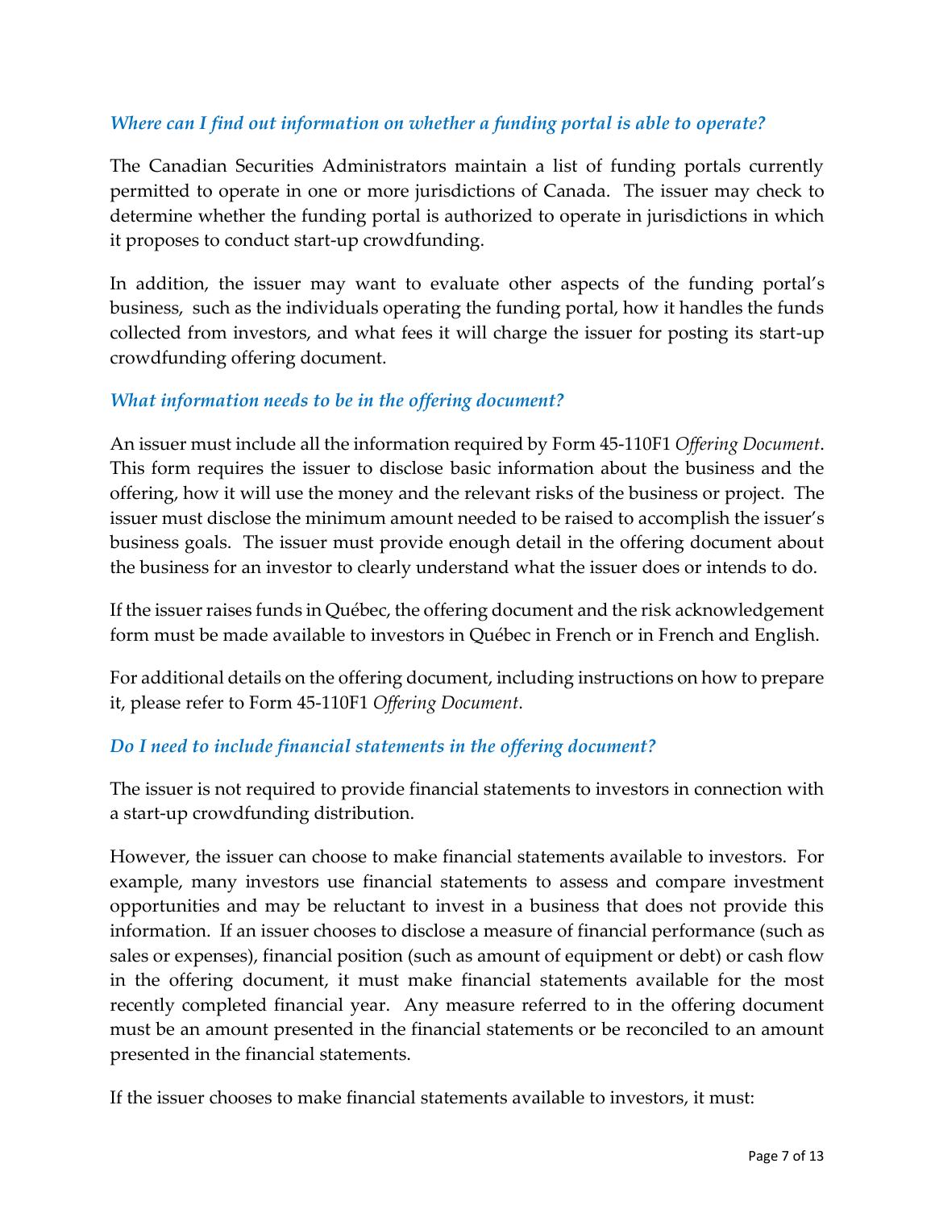### *Where can I find out information on whether a funding portal is able to operate?*

The Canadian Securities Administrators maintain a list of funding portals currently permitted to operate in one or more jurisdictions of Canada. The issuer may check to determine whether the funding portal is authorized to operate in jurisdictions in which it proposes to conduct start-up crowdfunding.

In addition, the issuer may want to evaluate other aspects of the funding portal's business, such as the individuals operating the funding portal, how it handles the funds collected from investors, and what fees it will charge the issuer for posting its start-up crowdfunding offering document.

### *What information needs to be in the offering document?*

An issuer must include all the information required by Form 45-110F1 *Offering Document*. This form requires the issuer to disclose basic information about the business and the offering, how it will use the money and the relevant risks of the business or project. The issuer must disclose the minimum amount needed to be raised to accomplish the issuer's business goals. The issuer must provide enough detail in the offering document about the business for an investor to clearly understand what the issuer does or intends to do.

If the issuer raises funds in Québec, the offering document and the risk acknowledgement form must be made available to investors in Québec in French or in French and English.

For additional details on the offering document, including instructions on how to prepare it, please refer to Form 45-110F1 *Offering Document*.

### *Do I need to include financial statements in the offering document?*

The issuer is not required to provide financial statements to investors in connection with a start-up crowdfunding distribution.

However, the issuer can choose to make financial statements available to investors. For example, many investors use financial statements to assess and compare investment opportunities and may be reluctant to invest in a business that does not provide this information. If an issuer chooses to disclose a measure of financial performance (such as sales or expenses), financial position (such as amount of equipment or debt) or cash flow in the offering document, it must make financial statements available for the most recently completed financial year. Any measure referred to in the offering document must be an amount presented in the financial statements or be reconciled to an amount presented in the financial statements.

If the issuer chooses to make financial statements available to investors, it must: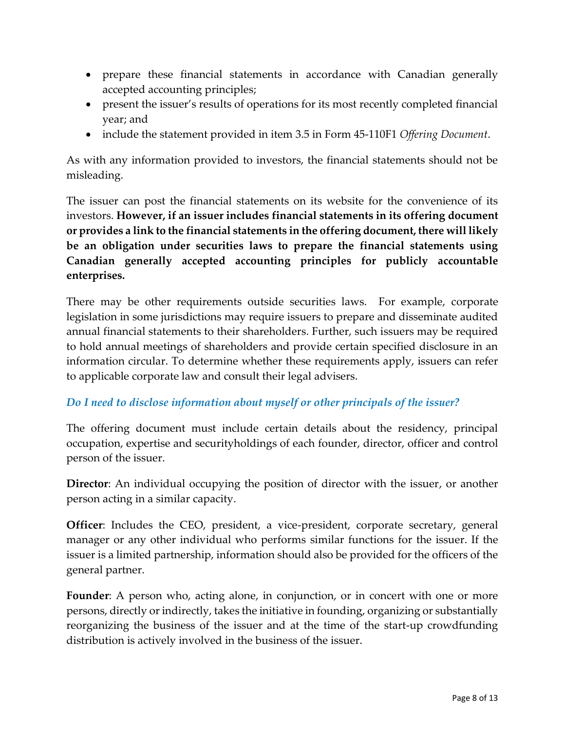- prepare these financial statements in accordance with Canadian generally accepted accounting principles;
- present the issuer's results of operations for its most recently completed financial year; and
- include the statement provided in item 3.5 in Form 45-110F1 *Offering Document*.

As with any information provided to investors, the financial statements should not be misleading.

The issuer can post the financial statements on its website for the convenience of its investors. **However, if an issuer includes financial statements in its offering document or provides a link to the financial statements in the offering document, there will likely be an obligation under securities laws to prepare the financial statements using Canadian generally accepted accounting principles for publicly accountable enterprises.**

There may be other requirements outside securities laws. For example, corporate legislation in some jurisdictions may require issuers to prepare and disseminate audited annual financial statements to their shareholders. Further, such issuers may be required to hold annual meetings of shareholders and provide certain specified disclosure in an information circular. To determine whether these requirements apply, issuers can refer to applicable corporate law and consult their legal advisers.

### *Do I need to disclose information about myself or other principals of the issuer?*

The offering document must include certain details about the residency, principal occupation, expertise and securityholdings of each founder, director, officer and control person of the issuer.

**Director**: An individual occupying the position of director with the issuer, or another person acting in a similar capacity.

**Officer**: Includes the CEO, president, a vice-president, corporate secretary, general manager or any other individual who performs similar functions for the issuer. If the issuer is a limited partnership, information should also be provided for the officers of the general partner.

**Founder**: A person who, acting alone, in conjunction, or in concert with one or more persons, directly or indirectly, takes the initiative in founding, organizing or substantially reorganizing the business of the issuer and at the time of the start-up crowdfunding distribution is actively involved in the business of the issuer.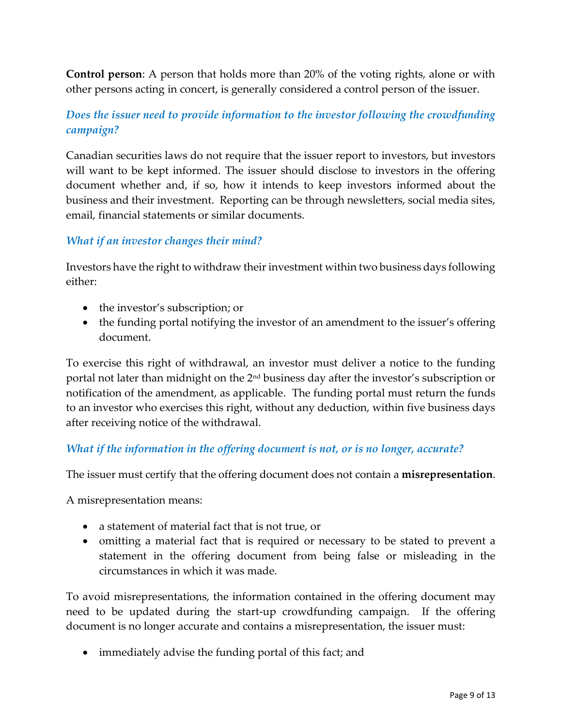**Control person**: A person that holds more than 20% of the voting rights, alone or with other persons acting in concert, is generally considered a control person of the issuer.

### *Does the issuer need to provide information to the investor following the crowdfunding campaign?*

Canadian securities laws do not require that the issuer report to investors, but investors will want to be kept informed. The issuer should disclose to investors in the offering document whether and, if so, how it intends to keep investors informed about the business and their investment. Reporting can be through newsletters, social media sites, email, financial statements or similar documents.

### *What if an investor changes their mind?*

Investors have the right to withdraw their investment within two business days following either:

- the investor's subscription; or
- the funding portal notifying the investor of an amendment to the issuer's offering document.

To exercise this right of withdrawal, an investor must deliver a notice to the funding portal not later than midnight on the 2nd business day after the investor's subscription or notification of the amendment, as applicable. The funding portal must return the funds to an investor who exercises this right, without any deduction, within five business days after receiving notice of the withdrawal.

### *What if the information in the offering document is not, or is no longer, accurate?*

The issuer must certify that the offering document does not contain a **misrepresentation**.

A misrepresentation means:

- a statement of material fact that is not true, or
- omitting a material fact that is required or necessary to be stated to prevent a statement in the offering document from being false or misleading in the circumstances in which it was made.

To avoid misrepresentations, the information contained in the offering document may need to be updated during the start-up crowdfunding campaign. If the offering document is no longer accurate and contains a misrepresentation, the issuer must:

- immediately advise the funding portal of this fact; and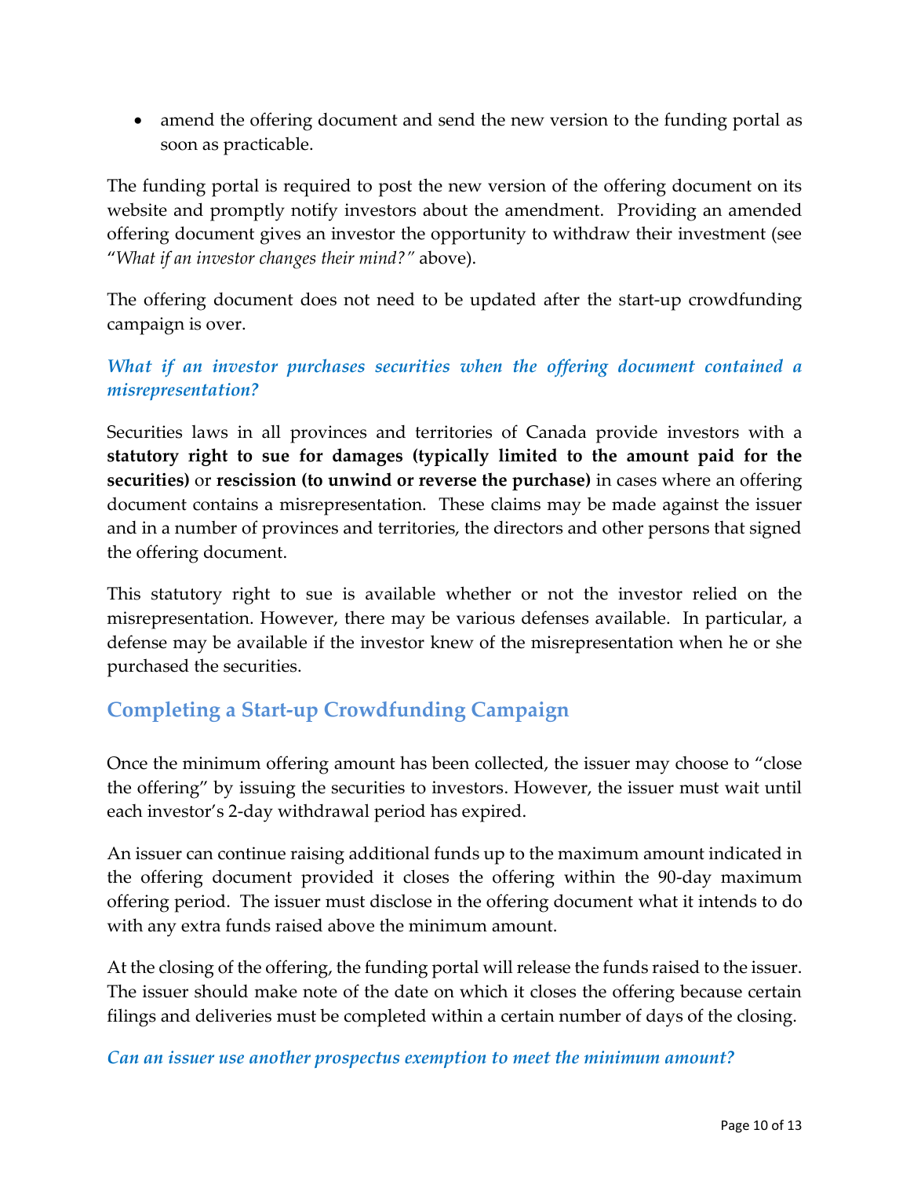- amend the offering document and send the new version to the funding portal as soon as practicable.

The funding portal is required to post the new version of the offering document on its website and promptly notify investors about the amendment. Providing an amended offering document gives an investor the opportunity to withdraw their investment (see "*What if an investor changes their mind?"* above).

The offering document does not need to be updated after the start-up crowdfunding campaign is over.

### *What if an investor purchases securities when the offering document contained a misrepresentation?*

Securities laws in all provinces and territories of Canada provide investors with a **statutory right to sue for damages (typically limited to the amount paid for the securities)** or **rescission (to unwind or reverse the purchase)** in cases where an offering document contains a misrepresentation. These claims may be made against the issuer and in a number of provinces and territories, the directors and other persons that signed the offering document.

This statutory right to sue is available whether or not the investor relied on the misrepresentation. However, there may be various defenses available. In particular, a defense may be available if the investor knew of the misrepresentation when he or she purchased the securities.

## Completing a Start-up Crowdfunding Campaign

Once the minimum offering amount has been collected, the issuer may choose to "close the offering" by issuing the securities to investors. However, the issuer must wait until each investor's 2-day withdrawal period has expired.

An issuer can continue raising additional funds up to the maximum amount indicated in the offering document provided it closes the offering within the 90-day maximum offering period. The issuer must disclose in the offering document what it intends to do with any extra funds raised above the minimum amount.

At the closing of the offering, the funding portal will release the funds raised to the issuer. The issuer should make note of the date on which it closes the offering because certain filings and deliveries must be completed within a certain number of days of the closing.

### *Can an issuer use another prospectus exemption to meet the minimum amount?*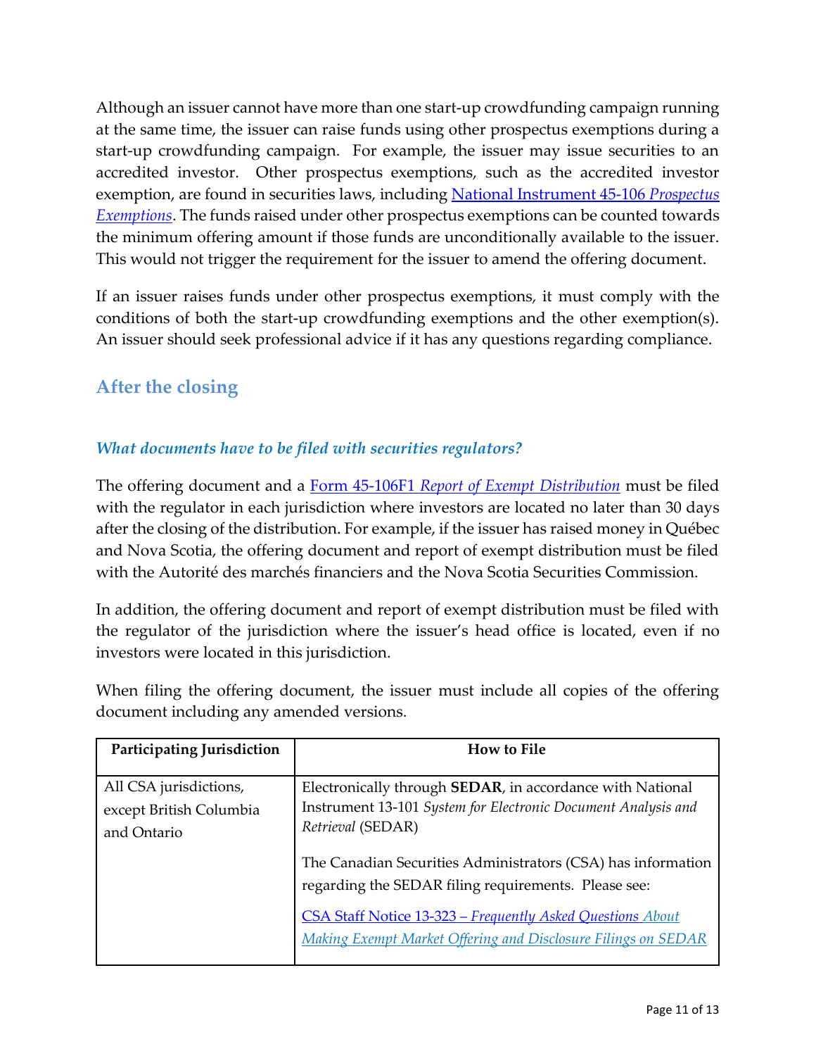Although an issuer cannot have more than one start-up crowdfunding campaign running at the same time, the issuer can raise funds using other prospectus exemptions during a start-up crowdfunding campaign. For example, the issuer may issue securities to an accredited investor. Other prospectus exemptions, such as the accredited investor exemption, are found in securities laws, including [National Instrument 45-106 *Prospectus Exemptions*]. The funds raised under other prospectus exemptions can be counted towards the minimum offering amount if those funds are unconditionally available to the issuer. This would not trigger the requirement for the issuer to amend the offering document.

If an issuer raises funds under other prospectus exemptions, it must comply with the conditions of both the start-up crowdfunding exemptions and the other exemption(s). An issuer should seek professional advice if it has any questions regarding compliance.

## After the closing

### *What documents have to be filed with securities regulators?*

The offering document and a [Form 45-106F1 *Report of Exempt Distribution*] must be filed with the regulator in each jurisdiction where investors are located no later than 30 days after the closing of the distribution. For example, if the issuer has raised money in Québec and Nova Scotia, the offering document and report of exempt distribution must be filed with the Autorité des marchés financiers and the Nova Scotia Securities Commission.

In addition, the offering document and report of exempt distribution must be filed with the regulator of the jurisdiction where the issuer's head office is located, even if no investors were located in this jurisdiction.

When filing the offering document, the issuer must include all copies of the offering document including any amended versions.

| Participating Jurisdiction | How to File |
|---|---|
| All CSA jurisdictions, except British Columbia and Ontario | Electronically through **SEDAR**, in accordance with National Instrument 13-101 *System for Electronic Document Analysis and Retrieval* (SEDAR)<br><br>The Canadian Securities Administrators (CSA) has information regarding the SEDAR filing requirements. Please see:<br><br>[CSA Staff Notice 13-323 – *Frequently Asked Questions About Making Exempt Market Offering and Disclosure Filings on SEDAR*] |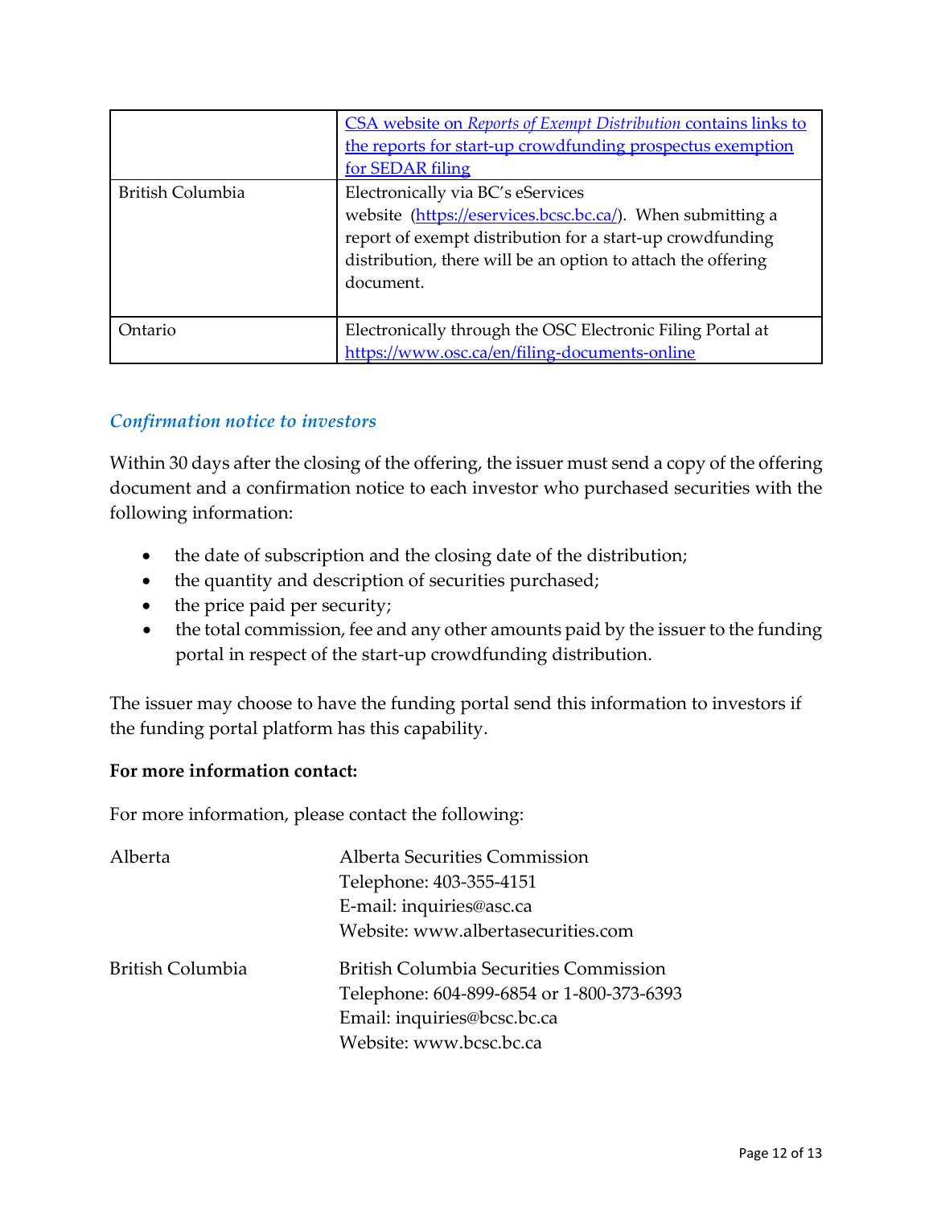| | |
|---|---|
| | [CSA website on *Reports of Exempt Distribution* contains links to the reports for start-up crowdfunding prospectus exemption for SEDAR filing]() |
| British Columbia | Electronically via BC's eServices website ([https://eservices.bcsc.bc.ca/](https://eservices.bcsc.bc.ca/)). When submitting a report of exempt distribution for a start-up crowdfunding distribution, there will be an option to attach the offering document. |
| Ontario | Electronically through the OSC Electronic Filing Portal at [https://www.osc.ca/en/filing-documents-online](https://www.osc.ca/en/filing-documents-online) |

### *Confirmation notice to investors*

Within 30 days after the closing of the offering, the issuer must send a copy of the offering document and a confirmation notice to each investor who purchased securities with the following information:

- the date of subscription and the closing date of the distribution;
- the quantity and description of securities purchased;
- the price paid per security;
- the total commission, fee and any other amounts paid by the issuer to the funding portal in respect of the start-up crowdfunding distribution.

The issuer may choose to have the funding portal send this information to investors if the funding portal platform has this capability.

**For more information contact:**

For more information, please contact the following:

| | |
|---|---|
| Alberta | Alberta Securities Commission<br>Telephone: 403-355-4151<br>E-mail: inquiries@asc.ca<br>Website: www.albertasecurities.com |
| British Columbia | British Columbia Securities Commission<br>Telephone: 604-899-6854 or 1-800-373-6393<br>Email: inquiries@bcsc.bc.ca<br>Website: www.bcsc.bc.ca |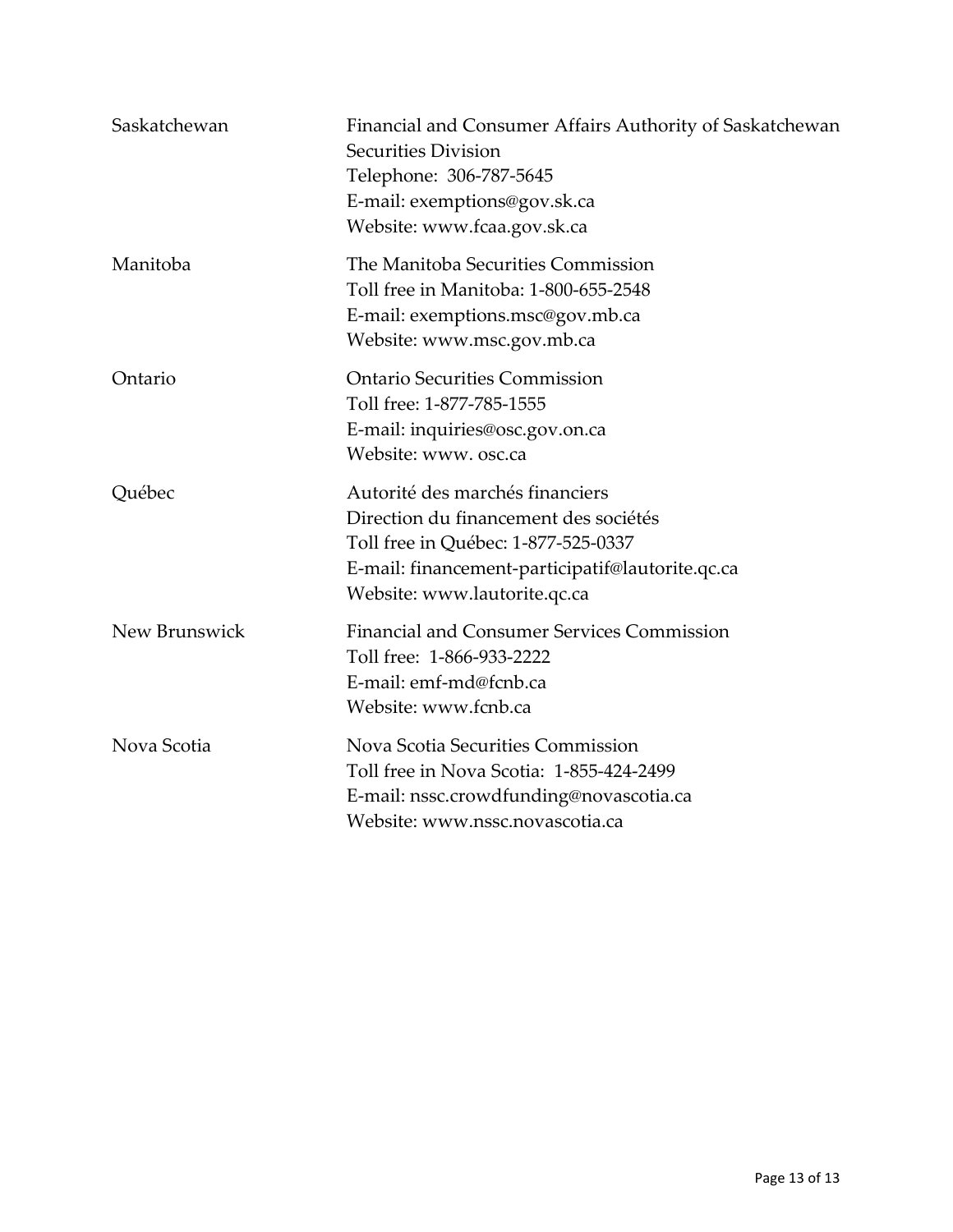| | |
|---|---|
| Saskatchewan | Financial and Consumer Affairs Authority of Saskatchewan<br>Securities Division<br>Telephone: 306-787-5645<br>E-mail: exemptions@gov.sk.ca<br>Website: www.fcaa.gov.sk.ca |
| Manitoba | The Manitoba Securities Commission<br>Toll free in Manitoba: 1-800-655-2548<br>E-mail: exemptions.msc@gov.mb.ca<br>Website: www.msc.gov.mb.ca |
| Ontario | Ontario Securities Commission<br>Toll free: 1-877-785-1555<br>E-mail: inquiries@osc.gov.on.ca<br>Website: www. osc.ca |
| Québec | Autorité des marchés financiers<br>Direction du financement des sociétés<br>Toll free in Québec: 1-877-525-0337<br>E-mail: financement-participatif@lautorite.qc.ca<br>Website: www.lautorite.qc.ca |
| New Brunswick | Financial and Consumer Services Commission<br>Toll free: 1-866-933-2222<br>E-mail: emf-md@fcnb.ca<br>Website: www.fcnb.ca |
| Nova Scotia | Nova Scotia Securities Commission<br>Toll free in Nova Scotia: 1-855-424-2499<br>E-mail: nssc.crowdfunding@novascotia.ca<br>Website: www.nssc.novascotia.ca |